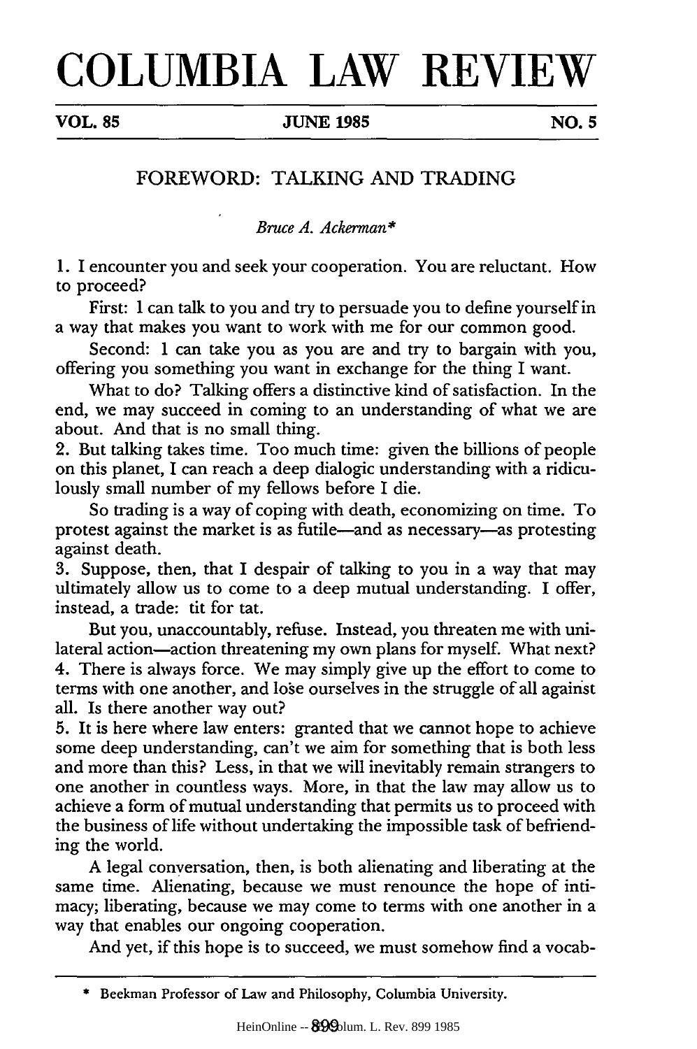# COLUMBIA LAW REVIEW

VOL. 85 JUNE 1985 NO. 5

## FOREWORD: TALKING AND TRADING

*Bruce A. Ackerman**

1. I encounter you and seek your cooperation. You are reluctant. How to proceed?

First: I can talk to you and try to persuade you to define yourself in a way that makes you want to work with me for our common good.

Second: I can take you as you are and try to bargain with you, offering you something you want in exchange for the thing I want.

What to do? Talking offers a distinctive kind of satisfaction. In the end, we may succeed in coming to an understanding of what we are about. And that is no small thing.

2. But talking takes time. Too much time: given the billions of people on this planet, I can reach a deep dialogic understanding with a ridiculously small number of my fellows before I die.

So trading is a way of coping with death, economizing on time. To protest against the market is as futile—and as necessary—as protesting against death.

3. Suppose, then, that I despair of talking to you in a way that may ultimately allow us to come to a deep mutual understanding. I offer, instead, a trade: tit for tat.

But you, unaccountably, refuse. Instead, you threaten me with unilateral action—action threatening my own plans for myself. What next?

4. There is always force. We may simply give up the effort to come to terms with one another, and lose ourselves in the struggle of all against all. Is there another way out?

5. It is here where law enters: granted that we cannot hope to achieve some deep understanding, can't we aim for something that is both less and more than this? Less, in that we will inevitably remain strangers to one another in countless ways. More, in that the law may allow us to achieve a form of mutual understanding that permits us to proceed with the business of life without undertaking the impossible task of befriending the world.

A legal conversation, then, is both alienating and liberating at the same time. Alienating, because we must renounce the hope of intimacy; liberating, because we may come to terms with one another in a way that enables our ongoing cooperation.

And yet, if this hope is to succeed, we must somehow find a vocab-

\* Beekman Professor of Law and Philosophy, Columbia University.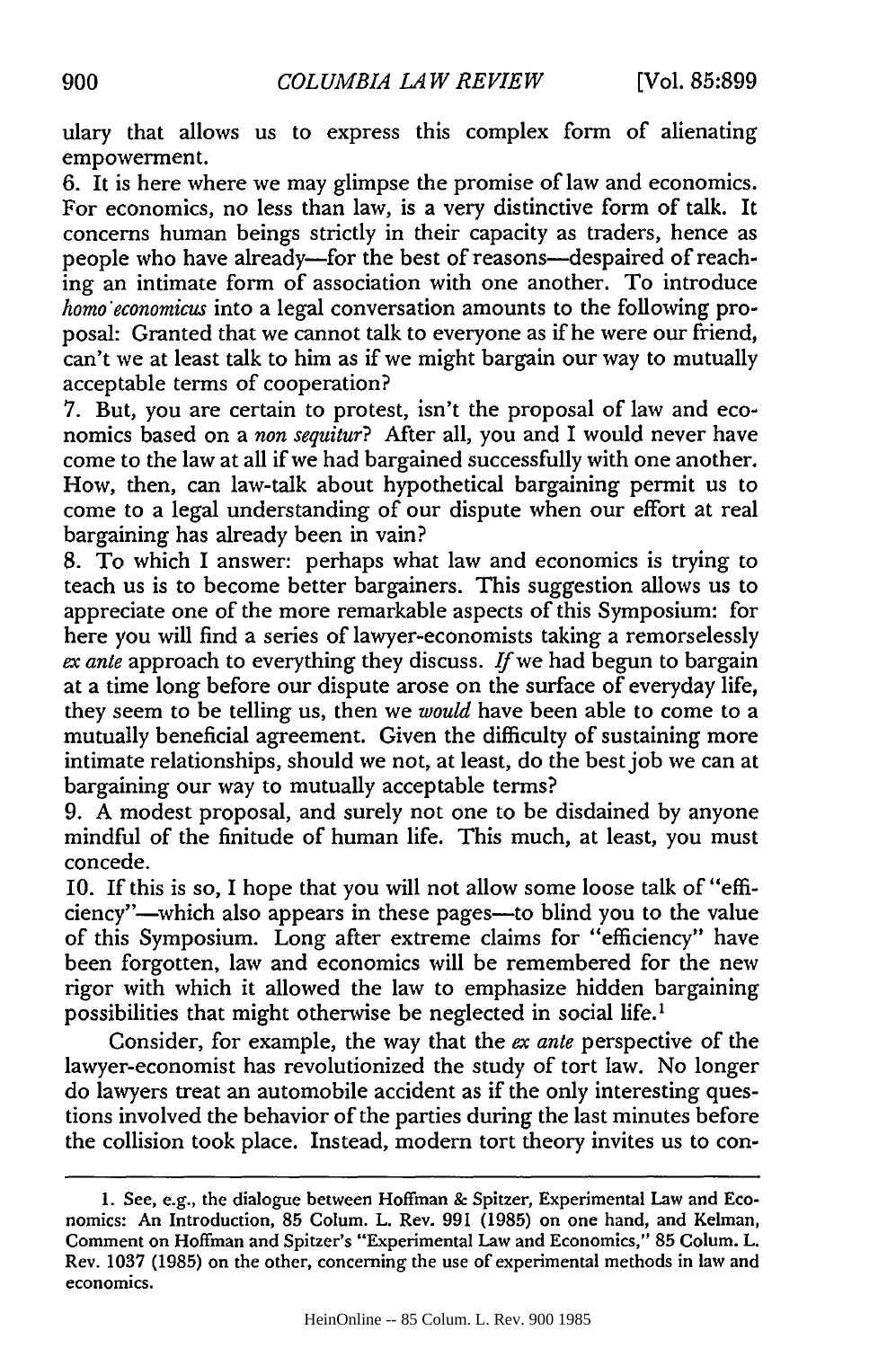ulary that allows us to express this complex form of alienating empowerment.

6. It is here where we may glimpse the promise of law and economics. For economics, no less than law, is a very distinctive form of talk. It concerns human beings strictly in their capacity as traders, hence as people who have already—for the best of reasons—despaired of reaching an intimate form of association with one another. To introduce *homo economicus* into a legal conversation amounts to the following proposal: Granted that we cannot talk to everyone as if he were our friend, can't we at least talk to him as if we might bargain our way to mutually acceptable terms of cooperation?

7. But, you are certain to protest, isn't the proposal of law and economics based on a *non sequitur*? After all, you and I would never have come to the law at all if we had bargained successfully with one another. How, then, can law-talk about hypothetical bargaining permit us to come to a legal understanding of our dispute when our effort at real bargaining has already been in vain?

8. To which I answer: perhaps what law and economics is trying to teach us is to become better bargainers. This suggestion allows us to appreciate one of the more remarkable aspects of this Symposium: for here you will find a series of lawyer-economists taking a remorselessly *ex ante* approach to everything they discuss. *If* we had begun to bargain at a time long before our dispute arose on the surface of everyday life, they seem to be telling us, then we *would* have been able to come to a mutually beneficial agreement. Given the difficulty of sustaining more intimate relationships, should we not, at least, do the best job we can at bargaining our way to mutually acceptable terms?

9. A modest proposal, and surely not one to be disdained by anyone mindful of the finitude of human life. This much, at least, you must concede.

10. If this is so, I hope that you will not allow some loose talk of "efficiency"—which also appears in these pages—to blind you to the value of this Symposium. Long after extreme claims for "efficiency" have been forgotten, law and economics will be remembered for the new rigor with which it allowed the law to emphasize hidden bargaining possibilities that might otherwise be neglected in social life.[1]

Consider, for example, the way that the *ex ante* perspective of the lawyer-economist has revolutionized the study of tort law. No longer do lawyers treat an automobile accident as if the only interesting questions involved the behavior of the parties during the last minutes before the collision took place. Instead, modern tort theory invites us to con-

---

1. See, e.g., the dialogue between Hoffman & Spitzer, Experimental Law and Economics: An Introduction, 85 Colum. L. Rev. 991 (1985) on one hand, and Kelman, Comment on Hoffman and Spitzer's "Experimental Law and Economics," 85 Colum. L. Rev. 1037 (1985) on the other, concerning the use of experimental methods in law and economics.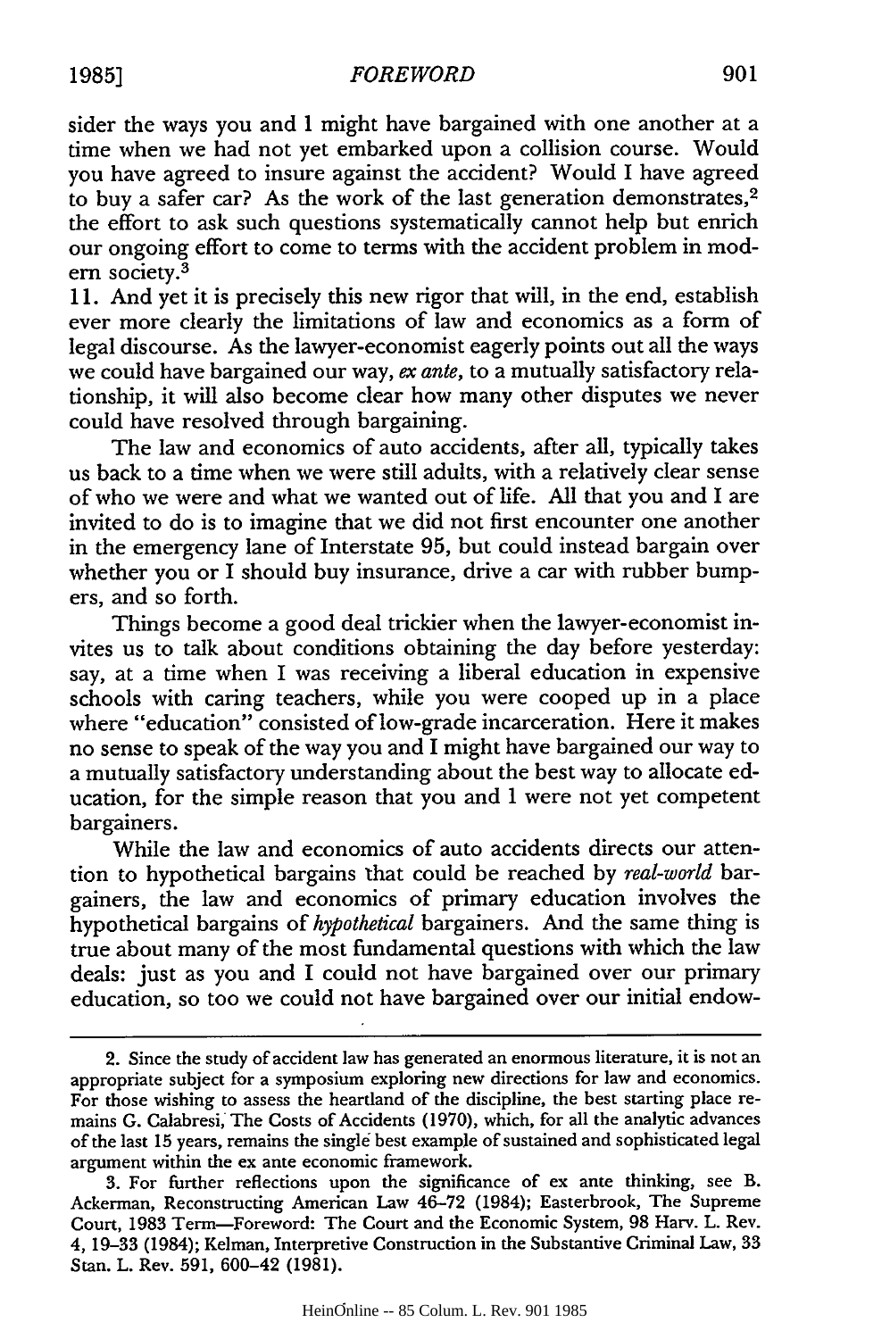sider the ways you and I might have bargained with one another at a time when we had not yet embarked upon a collision course. Would you have agreed to insure against the accident? Would I have agreed to buy a safer car? As the work of the last generation demonstrates,[2] the effort to ask such questions systematically cannot help but enrich our ongoing effort to come to terms with the accident problem in modern society.[3]

11. And yet it is precisely this new rigor that will, in the end, establish ever more clearly the limitations of law and economics as a form of legal discourse. As the lawyer-economist eagerly points out all the ways we could have bargained our way, *ex ante*, to a mutually satisfactory relationship, it will also become clear how many other disputes we never could have resolved through bargaining.

The law and economics of auto accidents, after all, typically takes us back to a time when we were still adults, with a relatively clear sense of who we were and what we wanted out of life. All that you and I are invited to do is to imagine that we did not first encounter one another in the emergency lane of Interstate 95, but could instead bargain over whether you or I should buy insurance, drive a car with rubber bumpers, and so forth.

Things become a good deal trickier when the lawyer-economist invites us to talk about conditions obtaining the day before yesterday: say, at a time when I was receiving a liberal education in expensive schools with caring teachers, while you were cooped up in a place where "education" consisted of low-grade incarceration. Here it makes no sense to speak of the way you and I might have bargained our way to a mutually satisfactory understanding about the best way to allocate education, for the simple reason that you and I were not yet competent bargainers.

While the law and economics of auto accidents directs our attention to hypothetical bargains that could be reached by *real-world* bargainers, the law and economics of primary education involves the hypothetical bargains of *hypothetical* bargainers. And the same thing is true about many of the most fundamental questions with which the law deals: just as you and I could not have bargained over our primary education, so too we could not have bargained over our initial endow-

---

2. Since the study of accident law has generated an enormous literature, it is not an appropriate subject for a symposium exploring new directions for law and economics. For those wishing to assess the heartland of the discipline, the best starting place remains G. Calabresi, The Costs of Accidents (1970), which, for all the analytic advances of the last 15 years, remains the single best example of sustained and sophisticated legal argument within the ex ante economic framework.

3. For further reflections upon the significance of ex ante thinking, see B. Ackerman, Reconstructing American Law 46–72 (1984); Easterbrook, The Supreme Court, 1983 Term—Foreword: The Court and the Economic System, 98 Harv. L. Rev. 4, 19–33 (1984); Kelman, Interpretive Construction in the Substantive Criminal Law, 33 Stan. L. Rev. 591, 600–42 (1981).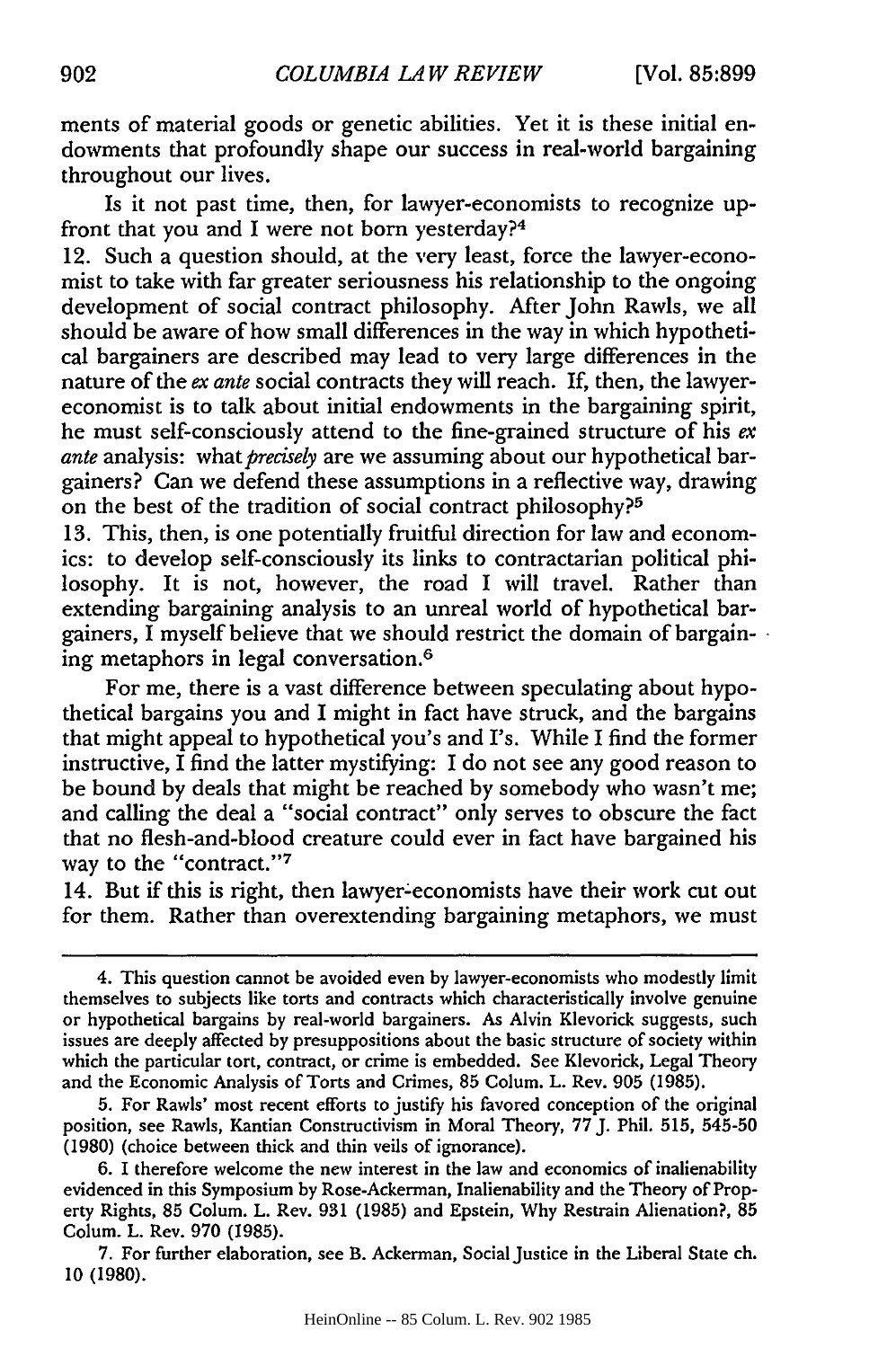ments of material goods or genetic abilities. Yet it is these initial endowments that profoundly shape our success in real-world bargaining throughout our lives.

Is it not past time, then, for lawyer-economists to recognize up-front that you and I were not born yesterday?[4]

12. Such a question should, at the very least, force the lawyer-economist to take with far greater seriousness his relationship to the ongoing development of social contract philosophy. After John Rawls, we all should be aware of how small differences in the way in which hypothetical bargainers are described may lead to very large differences in the nature of the *ex ante* social contracts they will reach. If, then, the lawyer-economist is to talk about initial endowments in the bargaining spirit, he must self-consciously attend to the fine-grained structure of his *ex ante* analysis: what *precisely* are we assuming about our hypothetical bargainers? Can we defend these assumptions in a reflective way, drawing on the best of the tradition of social contract philosophy?[5]

13. This, then, is one potentially fruitful direction for law and economics: to develop self-consciously its links to contractarian political philosophy. It is not, however, the road I will travel. Rather than extending bargaining analysis to an unreal world of hypothetical bargainers, I myself believe that we should restrict the domain of bargaining metaphors in legal conversation.[6]

For me, there is a vast difference between speculating about hypothetical bargains you and I might in fact have struck, and the bargains that might appeal to hypothetical you's and I's. While I find the former instructive, I find the latter mystifying: I do not see any good reason to be bound by deals that might be reached by somebody who wasn't me; and calling the deal a "social contract" only serves to obscure the fact that no flesh-and-blood creature could ever in fact have bargained his way to the "contract."[7]

14. But if this is right, then lawyer-economists have their work cut out for them. Rather than overextending bargaining metaphors, we must

---

4. This question cannot be avoided even by lawyer-economists who modestly limit themselves to subjects like torts and contracts which characteristically involve genuine or hypothetical bargains by real-world bargainers. As Alvin Klevorick suggests, such issues are deeply affected by presuppositions about the basic structure of society within which the particular tort, contract, or crime is embedded. See Klevorick, Legal Theory and the Economic Analysis of Torts and Crimes, 85 Colum. L. Rev. 905 (1985).

5. For Rawls' most recent efforts to justify his favored conception of the original position, see Rawls, Kantian Constructivism in Moral Theory, 77 J. Phil. 515, 545-50 (1980) (choice between thick and thin veils of ignorance).

6. I therefore welcome the new interest in the law and economics of inalienability evidenced in this Symposium by Rose-Ackerman, Inalienability and the Theory of Property Rights, 85 Colum. L. Rev. 931 (1985) and Epstein, Why Restrain Alienation?, 85 Colum. L. Rev. 970 (1985).

7. For further elaboration, see B. Ackerman, Social Justice in the Liberal State ch. 10 (1980).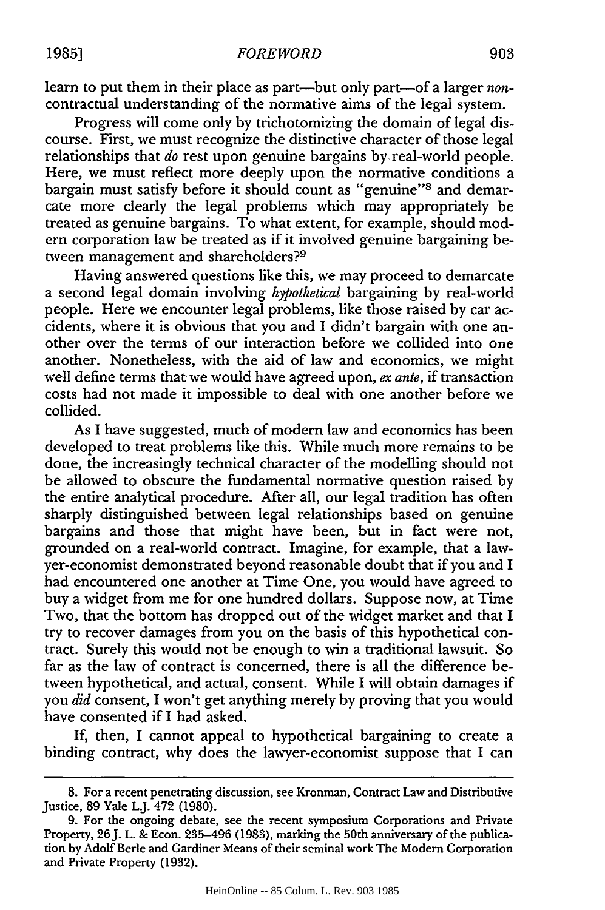learn to put them in their place as part—but only part—of a larger *non*-contractual understanding of the normative aims of the legal system.

Progress will come only by trichotomizing the domain of legal discourse. First, we must recognize the distinctive character of those legal relationships that *do* rest upon genuine bargains by real-world people. Here, we must reflect more deeply upon the normative conditions a bargain must satisfy before it should count as "genuine"[8] and demarcate more clearly the legal problems which may appropriately be treated as genuine bargains. To what extent, for example, should modern corporation law be treated as if it involved genuine bargaining between management and shareholders?[9]

Having answered questions like this, we may proceed to demarcate a second legal domain involving *hypothetical* bargaining by real-world people. Here we encounter legal problems, like those raised by car accidents, where it is obvious that you and I didn't bargain with one another over the terms of our interaction before we collided into one another. Nonetheless, with the aid of law and economics, we might well define terms that we would have agreed upon, *ex ante*, if transaction costs had not made it impossible to deal with one another before we collided.

As I have suggested, much of modern law and economics has been developed to treat problems like this. While much more remains to be done, the increasingly technical character of the modelling should not be allowed to obscure the fundamental normative question raised by the entire analytical procedure. After all, our legal tradition has often sharply distinguished between legal relationships based on genuine bargains and those that might have been, but in fact were not, grounded on a real-world contract. Imagine, for example, that a lawyer-economist demonstrated beyond reasonable doubt that if you and I had encountered one another at Time One, you would have agreed to buy a widget from me for one hundred dollars. Suppose now, at Time Two, that the bottom has dropped out of the widget market and that I try to recover damages from you on the basis of this hypothetical contract. Surely this would not be enough to win a traditional lawsuit. So far as the law of contract is concerned, there is all the difference between hypothetical, and actual, consent. While I will obtain damages if you *did* consent, I won't get anything merely by proving that you would have consented if I had asked.

If, then, I cannot appeal to hypothetical bargaining to create a binding contract, why does the lawyer-economist suppose that I can

---

8. For a recent penetrating discussion, see Kronman, Contract Law and Distributive Justice, 89 Yale L.J. 472 (1980).

9. For the ongoing debate, see the recent symposium Corporations and Private Property, 26 J. L. & Econ. 235–496 (1983), marking the 50th anniversary of the publication by Adolf Berle and Gardiner Means of their seminal work The Modern Corporation and Private Property (1932).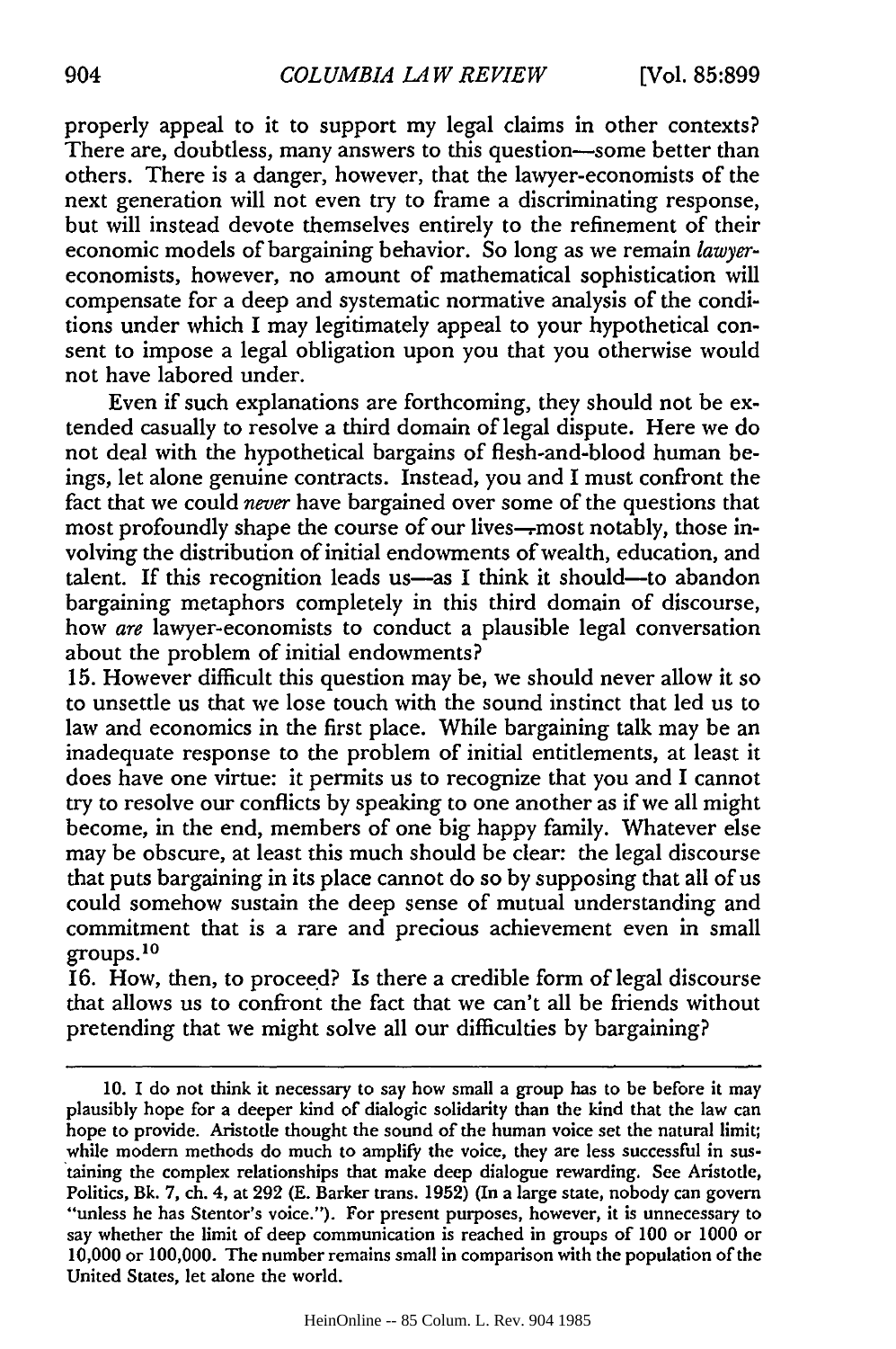properly appeal to it to support my legal claims in other contexts? There are, doubtless, many answers to this question—some better than others. There is a danger, however, that the lawyer-economists of the next generation will not even try to frame a discriminating response, but will instead devote themselves entirely to the refinement of their economic models of bargaining behavior. So long as we remain *lawyer*-economists, however, no amount of mathematical sophistication will compensate for a deep and systematic normative analysis of the conditions under which I may legitimately appeal to your hypothetical consent to impose a legal obligation upon you that you otherwise would not have labored under.

Even if such explanations are forthcoming, they should not be extended casually to resolve a third domain of legal dispute. Here we do not deal with the hypothetical bargains of flesh-and-blood human beings, let alone genuine contracts. Instead, you and I must confront the fact that we could *never* have bargained over some of the questions that most profoundly shape the course of our lives—most notably, those involving the distribution of initial endowments of wealth, education, and talent. If this recognition leads us—as I think it should—to abandon bargaining metaphors completely in this third domain of discourse, how *are* lawyer-economists to conduct a plausible legal conversation about the problem of initial endowments?

15. However difficult this question may be, we should never allow it so to unsettle us that we lose touch with the sound instinct that led us to law and economics in the first place. While bargaining talk may be an inadequate response to the problem of initial entitlements, at least it does have one virtue: it permits us to recognize that you and I cannot try to resolve our conflicts by speaking to one another as if we all might become, in the end, members of one big happy family. Whatever else may be obscure, at least this much should be clear: the legal discourse that puts bargaining in its place cannot do so by supposing that all of us could somehow sustain the deep sense of mutual understanding and commitment that is a rare and precious achievement even in small groups.[10]

16. How, then, to proceed? Is there a credible form of legal discourse that allows us to confront the fact that we can't all be friends without pretending that we might solve all our difficulties by bargaining?

---

10. I do not think it necessary to say how small a group has to be before it may plausibly hope for a deeper kind of dialogic solidarity than the kind that the law can hope to provide. Aristotle thought the sound of the human voice set the natural limit; while modern methods do much to amplify the voice, they are less successful in sustaining the complex relationships that make deep dialogue rewarding. See Aristotle, Politics, Bk. 7, ch. 4, at 292 (E. Barker trans. 1952) (In a large state, nobody can govern "unless he has Stentor's voice."). For present purposes, however, it is unnecessary to say whether the limit of deep communication is reached in groups of 100 or 1000 or 10,000 or 100,000. The number remains small in comparison with the population of the United States, let alone the world.